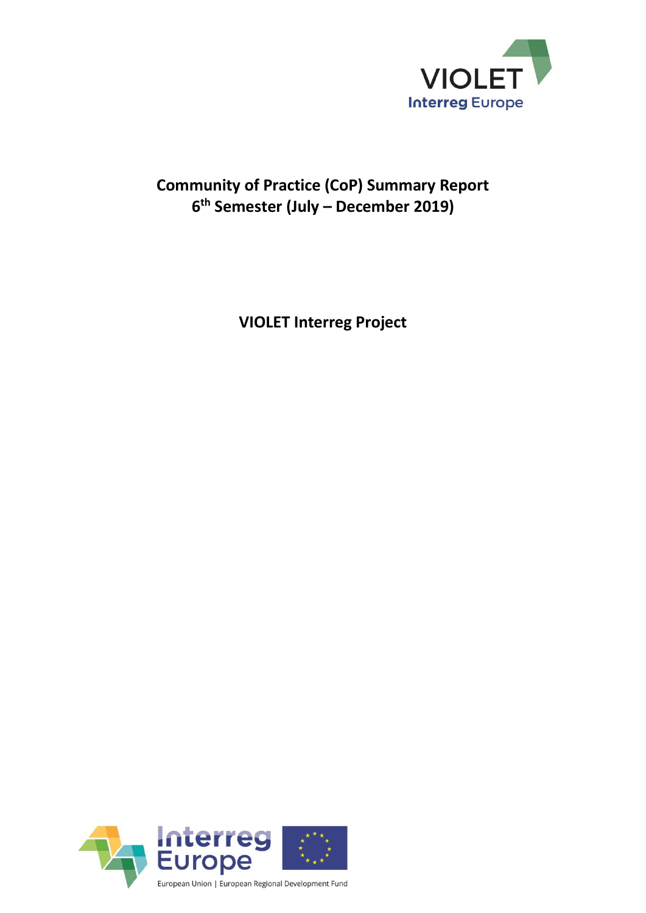# Community of Practice (CoP) Summary Report
## 6th Semester (July – December 2019)

**VIOLET Interreg Project**

European Union | European Regional Development Fund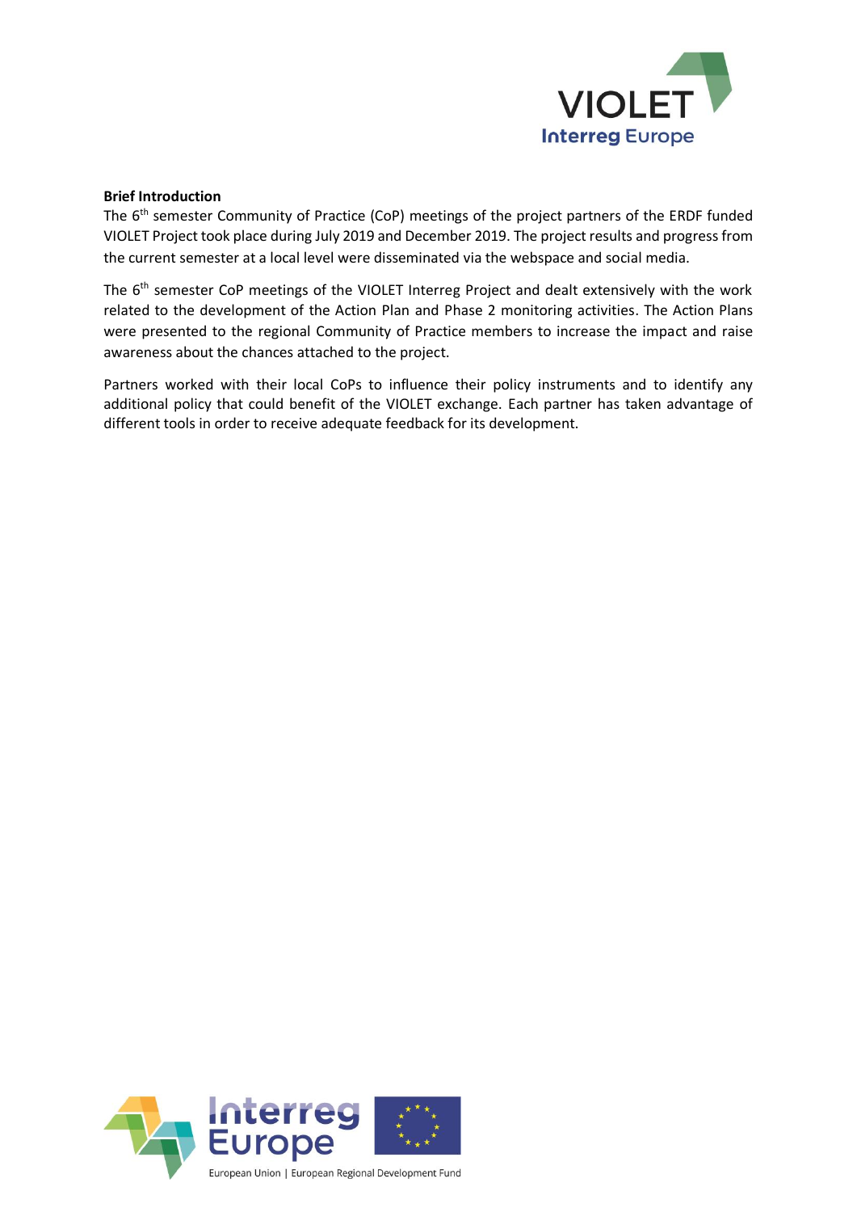**Brief Introduction**

The 6th semester Community of Practice (CoP) meetings of the project partners of the ERDF funded VIOLET Project took place during July 2019 and December 2019. The project results and progress from the current semester at a local level were disseminated via the webspace and social media.

The 6th semester CoP meetings of the VIOLET Interreg Project and dealt extensively with the work related to the development of the Action Plan and Phase 2 monitoring activities. The Action Plans were presented to the regional Community of Practice members to increase the impact and raise awareness about the chances attached to the project.

Partners worked with their local CoPs to influence their policy instruments and to identify any additional policy that could benefit of the VIOLET exchange. Each partner has taken advantage of different tools in order to receive adequate feedback for its development.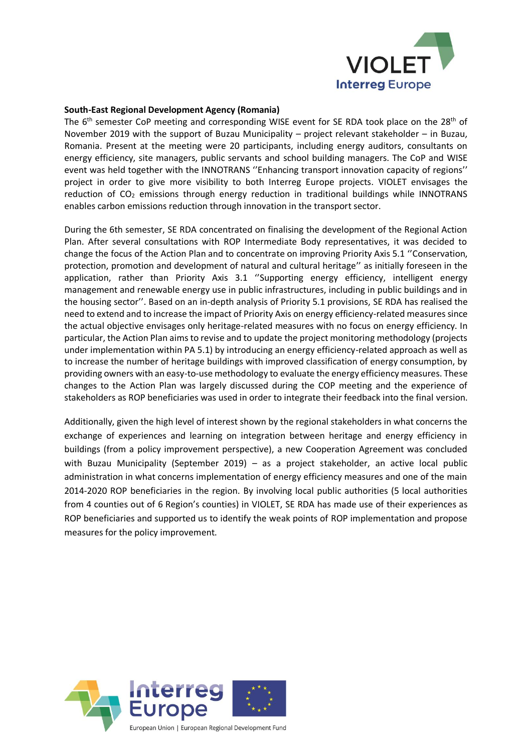**South-East Regional Development Agency (Romania)**

The 6th semester CoP meeting and corresponding WISE event for SE RDA took place on the 28th of November 2019 with the support of Buzau Municipality – project relevant stakeholder – in Buzau, Romania. Present at the meeting were 20 participants, including energy auditors, consultants on energy efficiency, site managers, public servants and school building managers. The CoP and WISE event was held together with the INNOTRANS ''Enhancing transport innovation capacity of regions'' project in order to give more visibility to both Interreg Europe projects. VIOLET envisages the reduction of $CO_2$ emissions through energy reduction in traditional buildings while INNOTRANS enables carbon emissions reduction through innovation in the transport sector.

During the 6th semester, SE RDA concentrated on finalising the development of the Regional Action Plan. After several consultations with ROP Intermediate Body representatives, it was decided to change the focus of the Action Plan and to concentrate on improving Priority Axis 5.1 ''Conservation, protection, promotion and development of natural and cultural heritage'' as initially foreseen in the application, rather than Priority Axis 3.1 ''Supporting energy efficiency, intelligent energy management and renewable energy use in public infrastructures, including in public buildings and in the housing sector''. Based on an in-depth analysis of Priority 5.1 provisions, SE RDA has realised the need to extend and to increase the impact of Priority Axis on energy efficiency-related measures since the actual objective envisages only heritage-related measures with no focus on energy efficiency. In particular, the Action Plan aims to revise and to update the project monitoring methodology (projects under implementation within PA 5.1) by introducing an energy efficiency-related approach as well as to increase the number of heritage buildings with improved classification of energy consumption, by providing owners with an easy-to-use methodology to evaluate the energy efficiency measures. These changes to the Action Plan was largely discussed during the COP meeting and the experience of stakeholders as ROP beneficiaries was used in order to integrate their feedback into the final version.

Additionally, given the high level of interest shown by the regional stakeholders in what concerns the exchange of experiences and learning on integration between heritage and energy efficiency in buildings (from a policy improvement perspective), a new Cooperation Agreement was concluded with Buzau Municipality (September 2019) – as a project stakeholder, an active local public administration in what concerns implementation of energy efficiency measures and one of the main 2014-2020 ROP beneficiaries in the region. By involving local public authorities (5 local authorities from 4 counties out of 6 Region's counties) in VIOLET, SE RDA has made use of their experiences as ROP beneficiaries and supported us to identify the weak points of ROP implementation and propose measures for the policy improvement.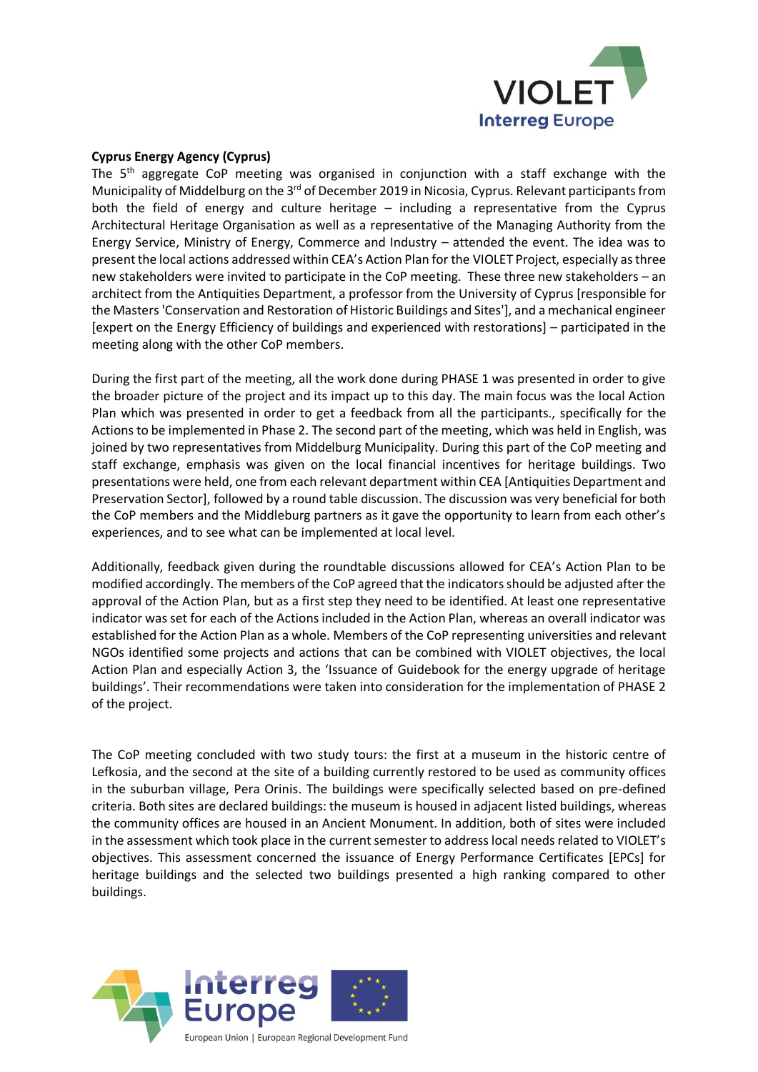**Cyprus Energy Agency (Cyprus)**

The 5th aggregate CoP meeting was organised in conjunction with a staff exchange with the Municipality of Middelburg on the 3rd of December 2019 in Nicosia, Cyprus. Relevant participants from both the field of energy and culture heritage – including a representative from the Cyprus Architectural Heritage Organisation as well as a representative of the Managing Authority from the Energy Service, Ministry of Energy, Commerce and Industry – attended the event. The idea was to present the local actions addressed within CEA's Action Plan for the VIOLET Project, especially as three new stakeholders were invited to participate in the CoP meeting. These three new stakeholders – an architect from the Antiquities Department, a professor from the University of Cyprus [responsible for the Masters 'Conservation and Restoration of Historic Buildings and Sites'], and a mechanical engineer [expert on the Energy Efficiency of buildings and experienced with restorations] – participated in the meeting along with the other CoP members.

During the first part of the meeting, all the work done during PHASE 1 was presented in order to give the broader picture of the project and its impact up to this day. The main focus was the local Action Plan which was presented in order to get a feedback from all the participants., specifically for the Actions to be implemented in Phase 2. The second part of the meeting, which was held in English, was joined by two representatives from Middelburg Municipality. During this part of the CoP meeting and staff exchange, emphasis was given on the local financial incentives for heritage buildings. Two presentations were held, one from each relevant department within CEA [Antiquities Department and Preservation Sector], followed by a round table discussion. The discussion was very beneficial for both the CoP members and the Middleburg partners as it gave the opportunity to learn from each other's experiences, and to see what can be implemented at local level.

Additionally, feedback given during the roundtable discussions allowed for CEA's Action Plan to be modified accordingly. The members of the CoP agreed that the indicators should be adjusted after the approval of the Action Plan, but as a first step they need to be identified. At least one representative indicator was set for each of the Actions included in the Action Plan, whereas an overall indicator was established for the Action Plan as a whole. Members of the CoP representing universities and relevant NGOs identified some projects and actions that can be combined with VIOLET objectives, the local Action Plan and especially Action 3, the 'Issuance of Guidebook for the energy upgrade of heritage buildings'. Their recommendations were taken into consideration for the implementation of PHASE 2 of the project.

The CoP meeting concluded with two study tours: the first at a museum in the historic centre of Lefkosia, and the second at the site of a building currently restored to be used as community offices in the suburban village, Pera Orinis. The buildings were specifically selected based on pre-defined criteria. Both sites are declared buildings: the museum is housed in adjacent listed buildings, whereas the community offices are housed in an Ancient Monument. In addition, both of sites were included in the assessment which took place in the current semester to address local needs related to VIOLET's objectives. This assessment concerned the issuance of Energy Performance Certificates [EPCs] for heritage buildings and the selected two buildings presented a high ranking compared to other buildings.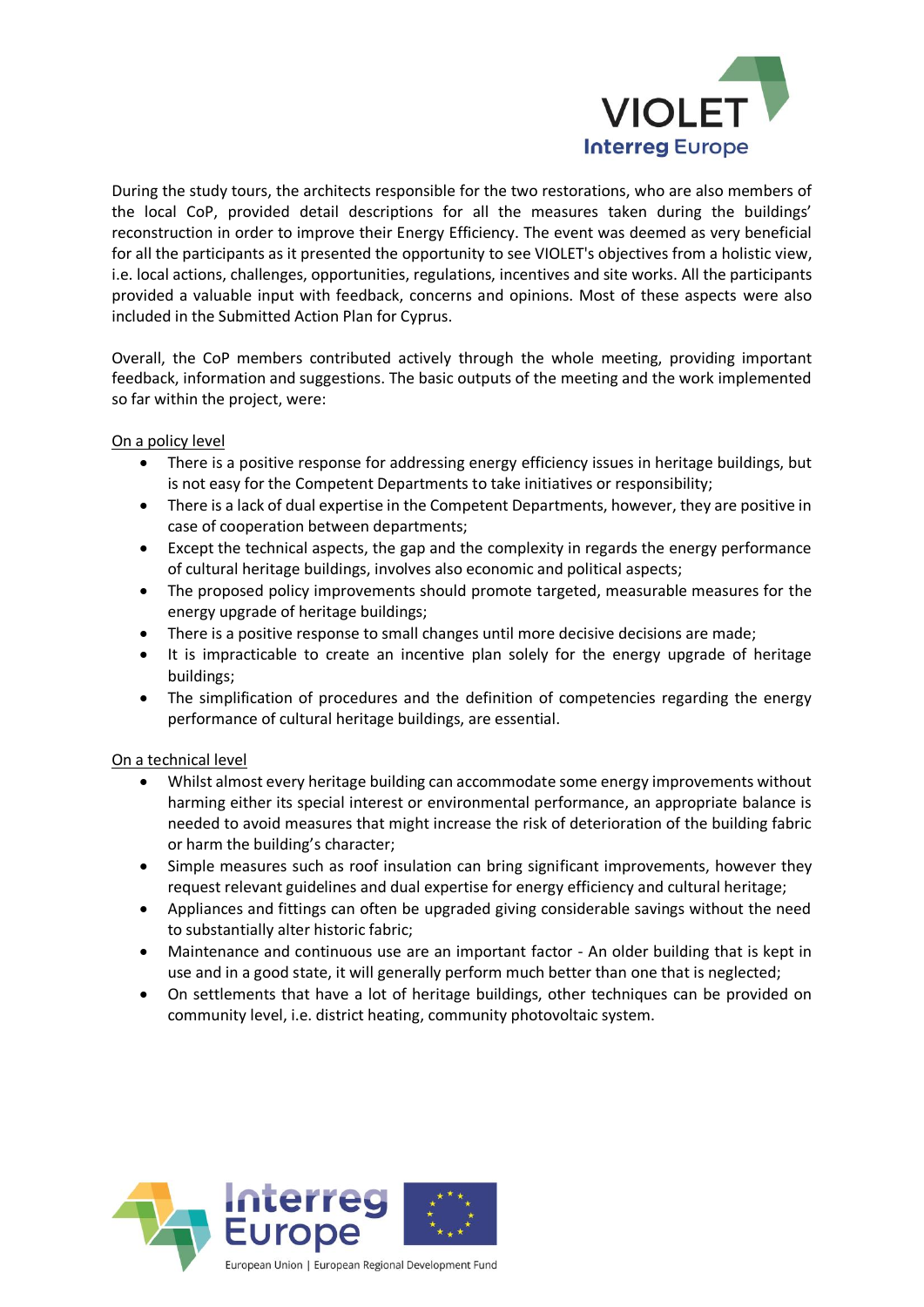During the study tours, the architects responsible for the two restorations, who are also members of the local CoP, provided detail descriptions for all the measures taken during the buildings' reconstruction in order to improve their Energy Efficiency. The event was deemed as very beneficial for all the participants as it presented the opportunity to see VIOLET's objectives from a holistic view, i.e. local actions, challenges, opportunities, regulations, incentives and site works. All the participants provided a valuable input with feedback, concerns and opinions. Most of these aspects were also included in the Submitted Action Plan for Cyprus.

Overall, the CoP members contributed actively through the whole meeting, providing important feedback, information and suggestions. The basic outputs of the meeting and the work implemented so far within the project, were:

<u>On a policy level</u>

- There is a positive response for addressing energy efficiency issues in heritage buildings, but is not easy for the Competent Departments to take initiatives or responsibility;
- There is a lack of dual expertise in the Competent Departments, however, they are positive in case of cooperation between departments;
- Except the technical aspects, the gap and the complexity in regards the energy performance of cultural heritage buildings, involves also economic and political aspects;
- The proposed policy improvements should promote targeted, measurable measures for the energy upgrade of heritage buildings;
- There is a positive response to small changes until more decisive decisions are made;
- It is impracticable to create an incentive plan solely for the energy upgrade of heritage buildings;
- The simplification of procedures and the definition of competencies regarding the energy performance of cultural heritage buildings, are essential.

<u>On a technical level</u>

- Whilst almost every heritage building can accommodate some energy improvements without harming either its special interest or environmental performance, an appropriate balance is needed to avoid measures that might increase the risk of deterioration of the building fabric or harm the building's character;
- Simple measures such as roof insulation can bring significant improvements, however they request relevant guidelines and dual expertise for energy efficiency and cultural heritage;
- Appliances and fittings can often be upgraded giving considerable savings without the need to substantially alter historic fabric;
- Maintenance and continuous use are an important factor - An older building that is kept in use and in a good state, it will generally perform much better than one that is neglected;
- On settlements that have a lot of heritage buildings, other techniques can be provided on community level, i.e. district heating, community photovoltaic system.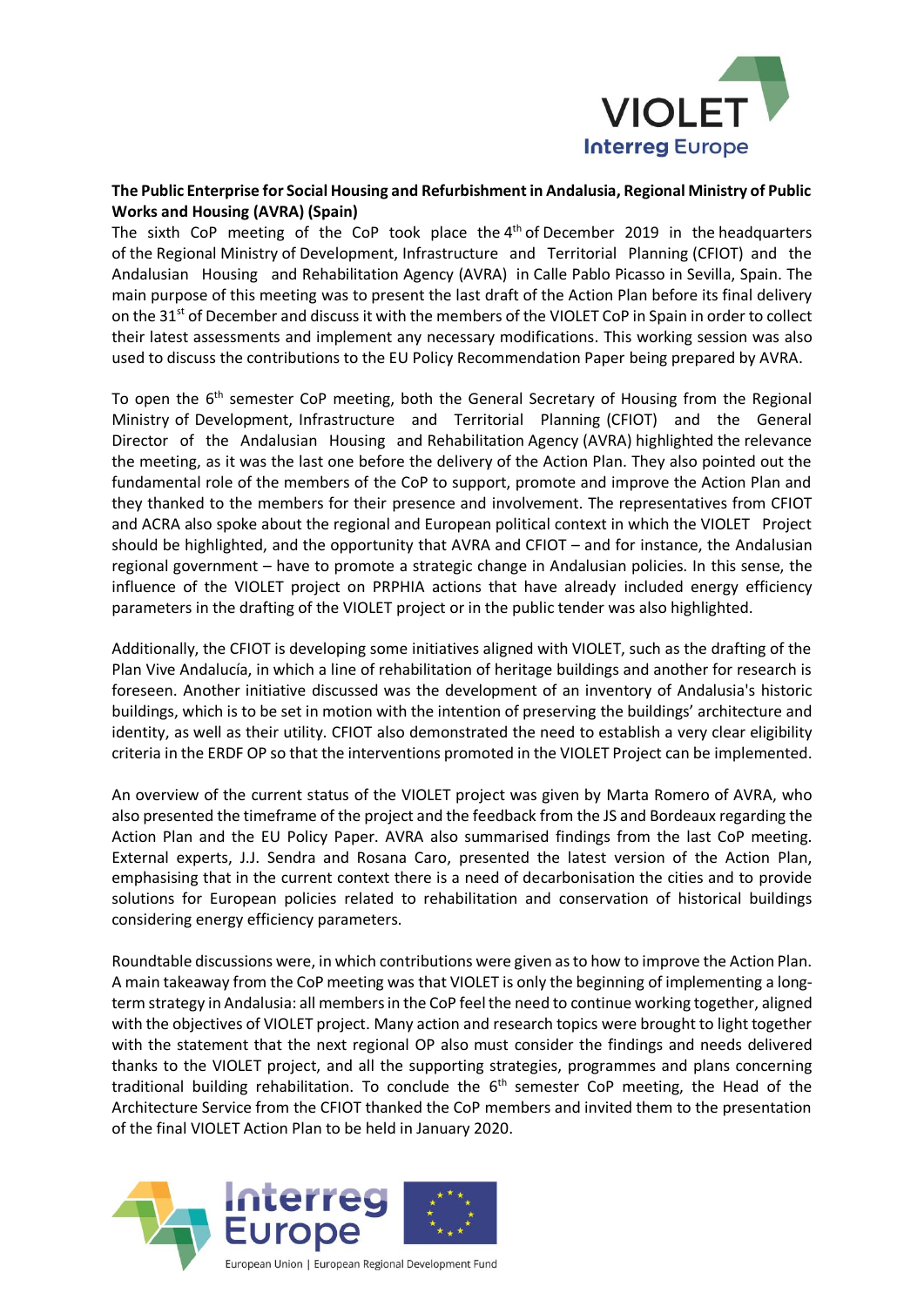**The Public Enterprise for Social Housing and Refurbishment in Andalusia, Regional Ministry of Public Works and Housing (AVRA) (Spain)**

The sixth CoP meeting of the CoP took place the 4th of December 2019 in the headquarters of the Regional Ministry of Development, Infrastructure and Territorial Planning (CFIOT) and the Andalusian Housing and Rehabilitation Agency (AVRA) in Calle Pablo Picasso in Sevilla, Spain. The main purpose of this meeting was to present the last draft of the Action Plan before its final delivery on the 31st of December and discuss it with the members of the VIOLET CoP in Spain in order to collect their latest assessments and implement any necessary modifications. This working session was also used to discuss the contributions to the EU Policy Recommendation Paper being prepared by AVRA.

To open the 6th semester CoP meeting, both the General Secretary of Housing from the Regional Ministry of Development, Infrastructure and Territorial Planning (CFIOT) and the General Director of the Andalusian Housing and Rehabilitation Agency (AVRA) highlighted the relevance the meeting, as it was the last one before the delivery of the Action Plan. They also pointed out the fundamental role of the members of the CoP to support, promote and improve the Action Plan and they thanked to the members for their presence and involvement. The representatives from CFIOT and ACRA also spoke about the regional and European political context in which the VIOLET Project should be highlighted, and the opportunity that AVRA and CFIOT – and for instance, the Andalusian regional government – have to promote a strategic change in Andalusian policies. In this sense, the influence of the VIOLET project on PRPHIA actions that have already included energy efficiency parameters in the drafting of the VIOLET project or in the public tender was also highlighted.

Additionally, the CFIOT is developing some initiatives aligned with VIOLET, such as the drafting of the Plan Vive Andalucía, in which a line of rehabilitation of heritage buildings and another for research is foreseen. Another initiative discussed was the development of an inventory of Andalusia's historic buildings, which is to be set in motion with the intention of preserving the buildings' architecture and identity, as well as their utility. CFIOT also demonstrated the need to establish a very clear eligibility criteria in the ERDF OP so that the interventions promoted in the VIOLET Project can be implemented.

An overview of the current status of the VIOLET project was given by Marta Romero of AVRA, who also presented the timeframe of the project and the feedback from the JS and Bordeaux regarding the Action Plan and the EU Policy Paper. AVRA also summarised findings from the last CoP meeting. External experts, J.J. Sendra and Rosana Caro, presented the latest version of the Action Plan, emphasising that in the current context there is a need of decarbonisation the cities and to provide solutions for European policies related to rehabilitation and conservation of historical buildings considering energy efficiency parameters.

Roundtable discussions were, in which contributions were given as to how to improve the Action Plan. A main takeaway from the CoP meeting was that VIOLET is only the beginning of implementing a long-term strategy in Andalusia: all members in the CoP feel the need to continue working together, aligned with the objectives of VIOLET project. Many action and research topics were brought to light together with the statement that the next regional OP also must consider the findings and needs delivered thanks to the VIOLET project, and all the supporting strategies, programmes and plans concerning traditional building rehabilitation. To conclude the 6th semester CoP meeting, the Head of the Architecture Service from the CFIOT thanked the CoP members and invited them to the presentation of the final VIOLET Action Plan to be held in January 2020.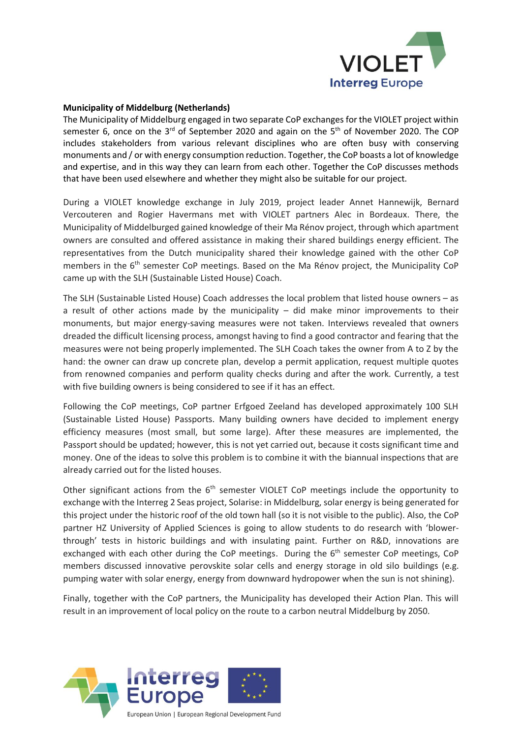**Municipality of Middelburg (Netherlands)**

The Municipality of Middelburg engaged in two separate CoP exchanges for the VIOLET project within semester 6, once on the 3rd of September 2020 and again on the 5th of November 2020. The COP includes stakeholders from various relevant disciplines who are often busy with conserving monuments and / or with energy consumption reduction. Together, the CoP boasts a lot of knowledge and expertise, and in this way they can learn from each other. Together the CoP discusses methods that have been used elsewhere and whether they might also be suitable for our project.

During a VIOLET knowledge exchange in July 2019, project leader Annet Hannewijk, Bernard Vercouteren and Rogier Havermans met with VIOLET partners Alec in Bordeaux. There, the Municipality of Middelburged gained knowledge of their Ma Rénov project, through which apartment owners are consulted and offered assistance in making their shared buildings energy efficient. The representatives from the Dutch municipality shared their knowledge gained with the other CoP members in the 6th semester CoP meetings. Based on the Ma Rénov project, the Municipality CoP came up with the SLH (Sustainable Listed House) Coach.

The SLH (Sustainable Listed House) Coach addresses the local problem that listed house owners – as a result of other actions made by the municipality – did make minor improvements to their monuments, but major energy-saving measures were not taken. Interviews revealed that owners dreaded the difficult licensing process, amongst having to find a good contractor and fearing that the measures were not being properly implemented. The SLH Coach takes the owner from A to Z by the hand: the owner can draw up concrete plan, develop a permit application, request multiple quotes from renowned companies and perform quality checks during and after the work. Currently, a test with five building owners is being considered to see if it has an effect.

Following the CoP meetings, CoP partner Erfgoed Zeeland has developed approximately 100 SLH (Sustainable Listed House) Passports. Many building owners have decided to implement energy efficiency measures (most small, but some large). After these measures are implemented, the Passport should be updated; however, this is not yet carried out, because it costs significant time and money. One of the ideas to solve this problem is to combine it with the biannual inspections that are already carried out for the listed houses.

Other significant actions from the 6th semester VIOLET CoP meetings include the opportunity to exchange with the Interreg 2 Seas project, Solarise: in Middelburg, solar energy is being generated for this project under the historic roof of the old town hall (so it is not visible to the public). Also, the CoP partner HZ University of Applied Sciences is going to allow students to do research with 'blower-through' tests in historic buildings and with insulating paint. Further on R&D, innovations are exchanged with each other during the CoP meetings. During the 6th semester CoP meetings, CoP members discussed innovative perovskite solar cells and energy storage in old silo buildings (e.g. pumping water with solar energy, energy from downward hydropower when the sun is not shining).

Finally, together with the CoP partners, the Municipality has developed their Action Plan. This will result in an improvement of local policy on the route to a carbon neutral Middelburg by 2050.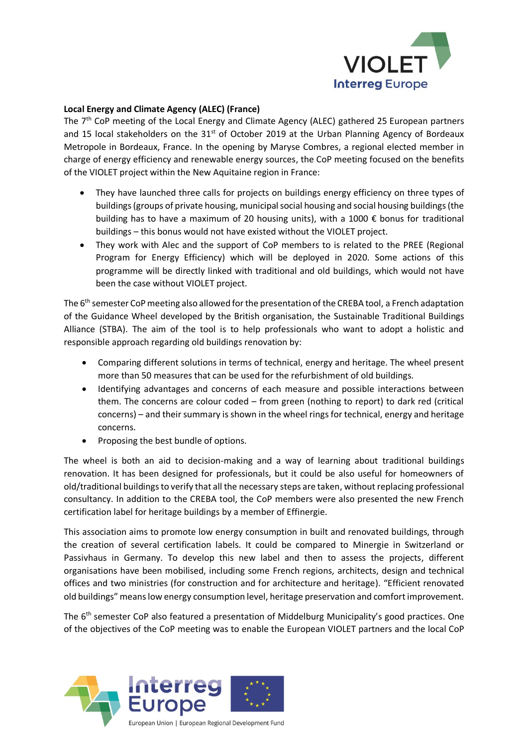**Local Energy and Climate Agency (ALEC) (France)**

The 7th CoP meeting of the Local Energy and Climate Agency (ALEC) gathered 25 European partners and 15 local stakeholders on the 31st of October 2019 at the Urban Planning Agency of Bordeaux Metropole in Bordeaux, France. In the opening by Maryse Combres, a regional elected member in charge of energy efficiency and renewable energy sources, the CoP meeting focused on the benefits of the VIOLET project within the New Aquitaine region in France:

- They have launched three calls for projects on buildings energy efficiency on three types of buildings (groups of private housing, municipal social housing and social housing buildings (the building has to have a maximum of 20 housing units), with a 1000 € bonus for traditional buildings – this bonus would not have existed without the VIOLET project.
- They work with Alec and the support of CoP members to is related to the PREE (Regional Program for Energy Efficiency) which will be deployed in 2020. Some actions of this programme will be directly linked with traditional and old buildings, which would not have been the case without VIOLET project.

The 6th semester CoP meeting also allowed for the presentation of the CREBA tool, a French adaptation of the Guidance Wheel developed by the British organisation, the Sustainable Traditional Buildings Alliance (STBA). The aim of the tool is to help professionals who want to adopt a holistic and responsible approach regarding old buildings renovation by:

- Comparing different solutions in terms of technical, energy and heritage. The wheel present more than 50 measures that can be used for the refurbishment of old buildings.
- Identifying advantages and concerns of each measure and possible interactions between them. The concerns are colour coded – from green (nothing to report) to dark red (critical concerns) – and their summary is shown in the wheel rings for technical, energy and heritage concerns.
- Proposing the best bundle of options.

The wheel is both an aid to decision-making and a way of learning about traditional buildings renovation. It has been designed for professionals, but it could be also useful for homeowners of old/traditional buildings to verify that all the necessary steps are taken, without replacing professional consultancy. In addition to the CREBA tool, the CoP members were also presented the new French certification label for heritage buildings by a member of Effinergie.

This association aims to promote low energy consumption in built and renovated buildings, through the creation of several certification labels. It could be compared to Minergie in Switzerland or Passivhaus in Germany. To develop this new label and then to assess the projects, different organisations have been mobilised, including some French regions, architects, design and technical offices and two ministries (for construction and for architecture and heritage). "Efficient renovated old buildings" means low energy consumption level, heritage preservation and comfort improvement.

The 6th semester CoP also featured a presentation of Middelburg Municipality's good practices. One of the objectives of the CoP meeting was to enable the European VIOLET partners and the local CoP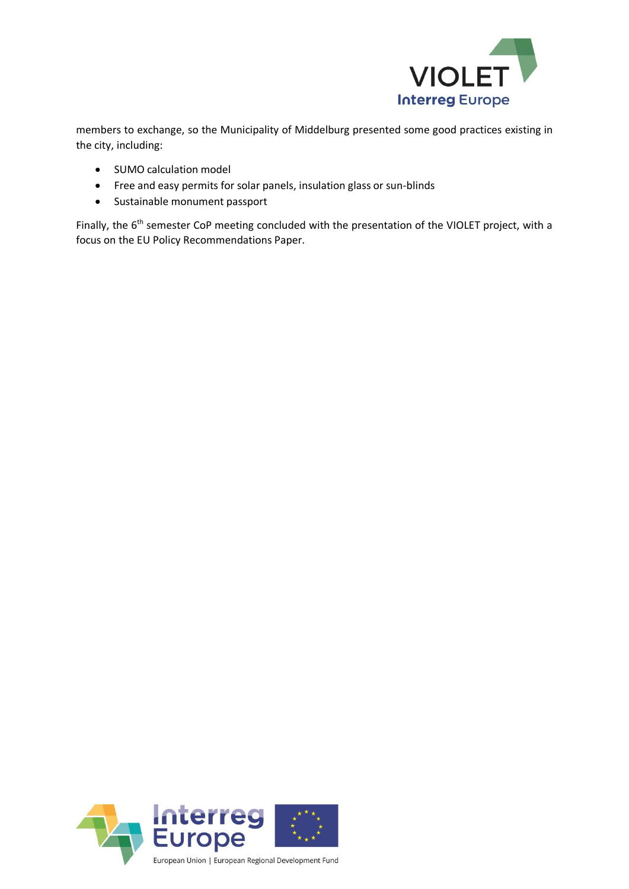members to exchange, so the Municipality of Middelburg presented some good practices existing in the city, including:

- SUMO calculation model
- Free and easy permits for solar panels, insulation glass or sun-blinds
- Sustainable monument passport

Finally, the 6th semester CoP meeting concluded with the presentation of the VIOLET project, with a focus on the EU Policy Recommendations Paper.